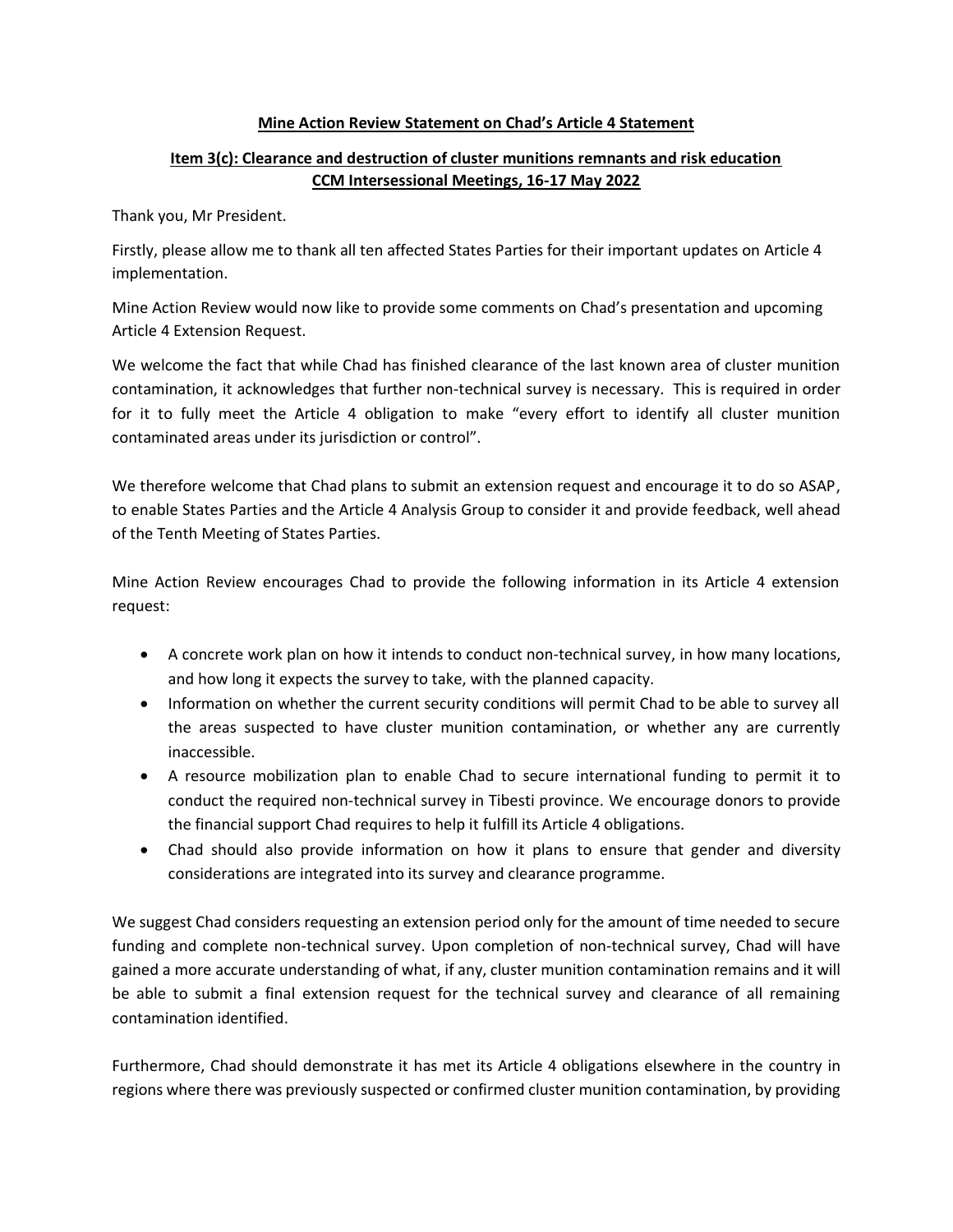**Mine Action Review Statement on Chad's Article 4 Statement**

**Item 3(c): Clearance and destruction of cluster munitions remnants and risk education**
**CCM Intersessional Meetings, 16-17 May 2022**

Thank you, Mr President.

Firstly, please allow me to thank all ten affected States Parties for their important updates on Article 4 implementation.

Mine Action Review would now like to provide some comments on Chad's presentation and upcoming Article 4 Extension Request.

We welcome the fact that while Chad has finished clearance of the last known area of cluster munition contamination, it acknowledges that further non-technical survey is necessary. This is required in order for it to fully meet the Article 4 obligation to make "every effort to identify all cluster munition contaminated areas under its jurisdiction or control".

We therefore welcome that Chad plans to submit an extension request and encourage it to do so ASAP, to enable States Parties and the Article 4 Analysis Group to consider it and provide feedback, well ahead of the Tenth Meeting of States Parties.

Mine Action Review encourages Chad to provide the following information in its Article 4 extension request:

- A concrete work plan on how it intends to conduct non-technical survey, in how many locations, and how long it expects the survey to take, with the planned capacity.
- Information on whether the current security conditions will permit Chad to be able to survey all the areas suspected to have cluster munition contamination, or whether any are currently inaccessible.
- A resource mobilization plan to enable Chad to secure international funding to permit it to conduct the required non-technical survey in Tibesti province. We encourage donors to provide the financial support Chad requires to help it fulfill its Article 4 obligations.
- Chad should also provide information on how it plans to ensure that gender and diversity considerations are integrated into its survey and clearance programme.

We suggest Chad considers requesting an extension period only for the amount of time needed to secure funding and complete non-technical survey. Upon completion of non-technical survey, Chad will have gained a more accurate understanding of what, if any, cluster munition contamination remains and it will be able to submit a final extension request for the technical survey and clearance of all remaining contamination identified.

Furthermore, Chad should demonstrate it has met its Article 4 obligations elsewhere in the country in regions where there was previously suspected or confirmed cluster munition contamination, by providing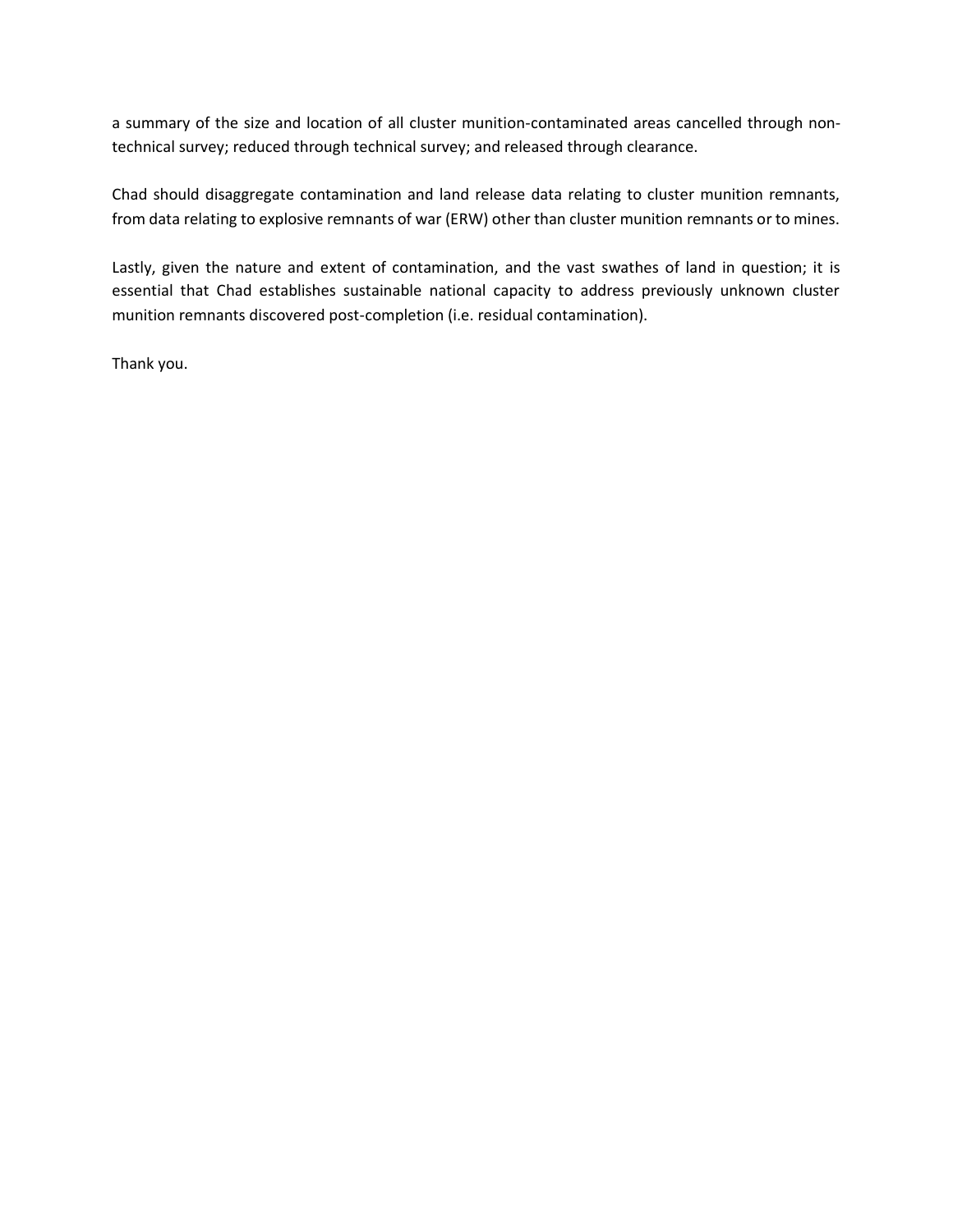a summary of the size and location of all cluster munition-contaminated areas cancelled through non-technical survey; reduced through technical survey; and released through clearance.

Chad should disaggregate contamination and land release data relating to cluster munition remnants, from data relating to explosive remnants of war (ERW) other than cluster munition remnants or to mines.

Lastly, given the nature and extent of contamination, and the vast swathes of land in question; it is essential that Chad establishes sustainable national capacity to address previously unknown cluster munition remnants discovered post-completion (i.e. residual contamination).

Thank you.